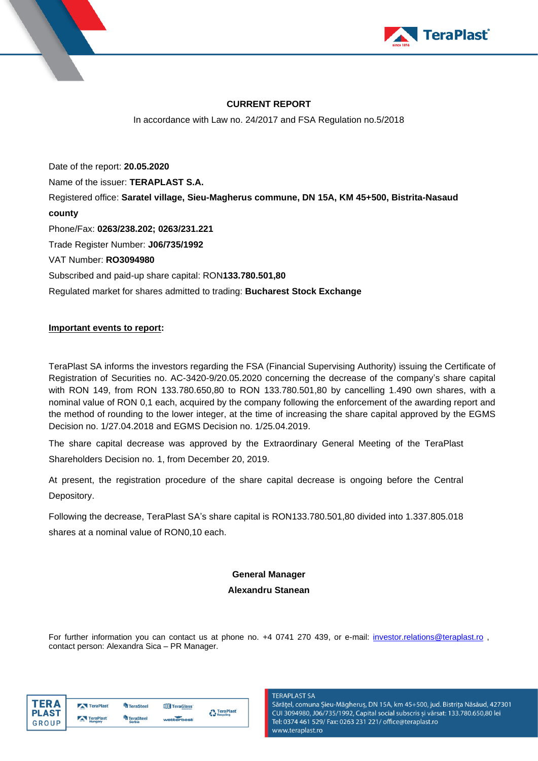# CURRENT REPORT

In accordance with Law no. 24/2017 and FSA Regulation no.5/2018

Date of the report: **20.05.2020**

Name of the issuer: **TERAPLAST S.A.**

Registered office: **Saratel village, Sieu-Magherus commune, DN 15A, KM 45+500, Bistrita-Nasaud county**

Phone/Fax: **0263/238.202; 0263/231.221**

Trade Register Number: **J06/735/1992**

VAT Number: **RO3094980**

Subscribed and paid-up share capital: RON**133.780.501,80**

Regulated market for shares admitted to trading: **Bucharest Stock Exchange**

**Important events to report:**

TeraPlast SA informs the investors regarding the FSA (Financial Supervising Authority) issuing the Certificate of Registration of Securities no. AC-3420-9/20.05.2020 concerning the decrease of the company's share capital with RON 149, from RON 133.780.650,80 to RON 133.780.501,80 by cancelling 1.490 own shares, with a nominal value of RON 0,1 each, acquired by the company following the enforcement of the awarding report and the method of rounding to the lower integer, at the time of increasing the share capital approved by the EGMS Decision no. 1/27.04.2018 and EGMS Decision no. 1/25.04.2019.

The share capital decrease was approved by the Extraordinary General Meeting of the TeraPlast Shareholders Decision no. 1, from December 20, 2019.

At present, the registration procedure of the share capital decrease is ongoing before the Central Depository.

Following the decrease, TeraPlast SA's share capital is RON133.780.501,80 divided into 1.337.805.018 shares at a nominal value of RON0,10 each.

**General Manager**

**Alexandru Stanean**

For further information you can contact us at phone no. +4 0741 270 439, or e-mail: investor.relations@teraplast.ro , contact person: Alexandra Sica – PR Manager.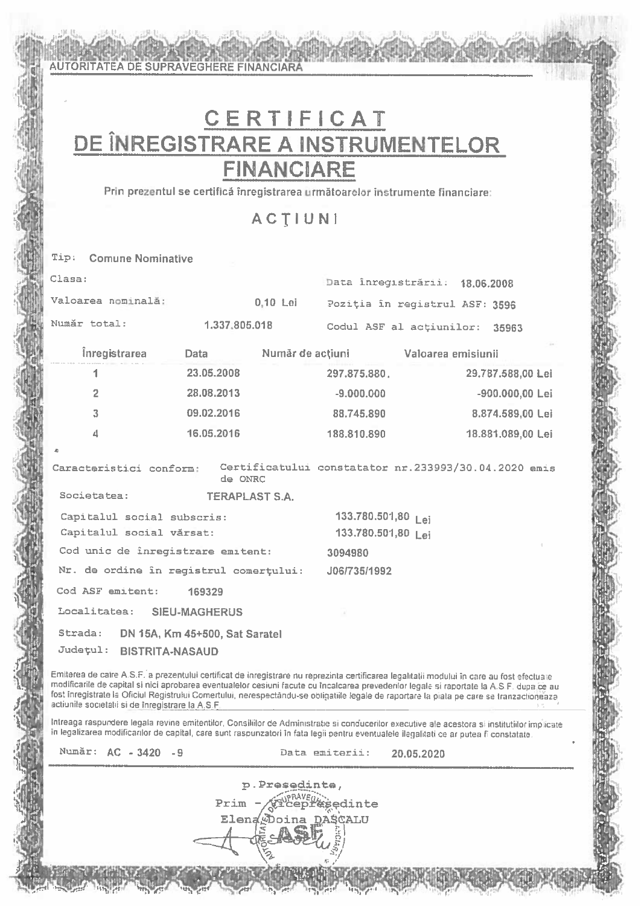AUTORITATEA DE SUPRAVEGHERE FINANCIARĂ

# CERTIFICAT DE ÎNREGISTRARE A INSTRUMENTELOR FINANCIARE

Prin prezentul se certifică înregistrarea următoarelor instrumente financiare:

## ACŢIUNI

Tip: Comune Nominative

Clasa:

Data înregistrării: 18.06.2008

Valoarea nominală: 0,10 Lei

Poziţia în registrul ASF: 3596

Număr total: 1.337.805.018

Codul ASF al acţiunilor: 35963

| Înregistrarea | Data | Număr de acţiuni | Valoarea emisiunii |
|---|---|---|---|
| 1 | 23.05.2008 | 297.875.880 | 29.787.588,00 Lei |
| 2 | 28.08.2013 | -9.000.000 | -900.000,00 Lei |
| 3 | 09.02.2016 | 88.745.890 | 8.874.589,00 Lei |
| 4 | 16.05.2016 | 188.810.890 | 18.881.089,00 Lei |

Caracteristici conform: Certificatului constatator nr.233993/30.04.2020 emis de ONRC

Societatea: TERAPLAST S.A.

Capitalul social subscris: 133.780.501,80 Lei

Capitalul social vărsat: 133.780.501,80 Lei

Cod unic de înregistrare emitent: 3094980

Nr. de ordine în registrul comerţului: J06/735/1992

Cod ASF emitent: 169329

Localitatea: SIEU-MAGHERUS

Strada: DN 15A, Km 45+500, Sat Saratel

Judeţul: BISTRITA-NASAUD

Emiterea de catre A.S.F. a prezentului certificat de inregistrare nu reprezinta certificarea legalitatii modului in care au fost efectuate modificarile de capital si nici aprobarea eventualelor cesiuni facute cu incalcarea prevederilor legale si raportate la A.S.F. dupa ce au fost inregistrate la Oficiul Registrului Comertului, nerespectându-se obligatiile legale de raportare la piata pe care se tranzactioneaza actiunile societatii si de inregistrare la A.S.F.

Intreaga raspundere legala revine emitentilor, Consiliilor de Administratie si conducerilor executive ale acestora si institutiilor implicate in legalizarea modificarilor de capital, care sunt raspunzatori in fata legii pentru eventualele ilegalitati ce ar putea fi constatate.

Număr: AC - 3420 - 9

Data emiterii: 20.05.2020

p.Presedinte,

Prim - Vicepresedinte

Elena Doina DASCALU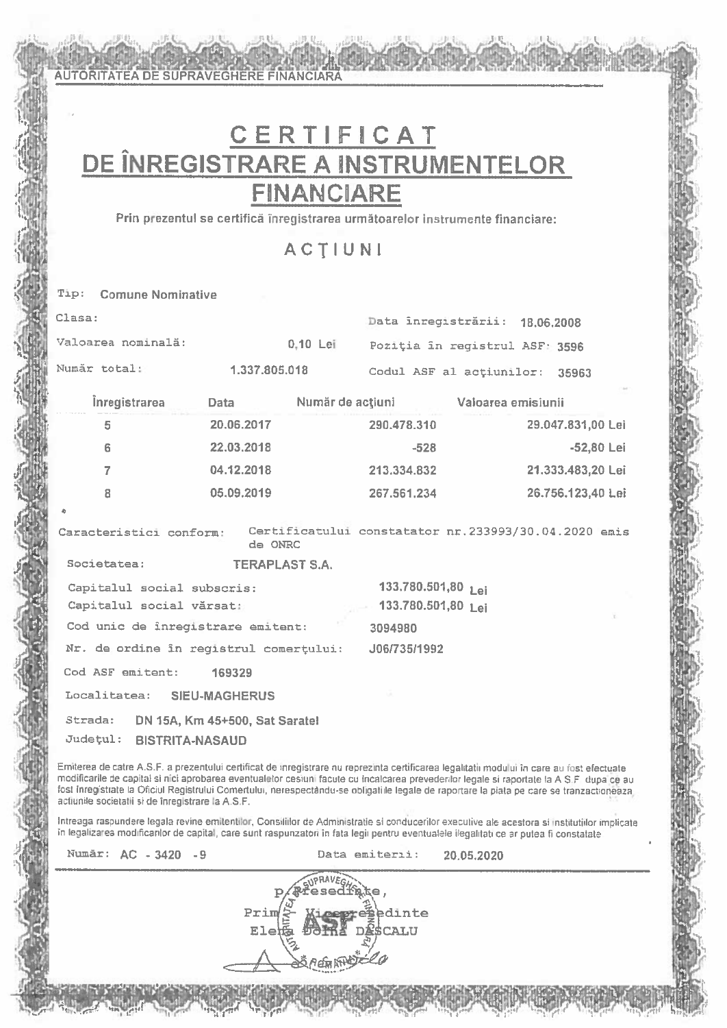AUTORITATEA DE SUPRAVEGHERE FINANCIARA

# CERTIFICAT DE ÎNREGISTRARE A INSTRUMENTELOR FINANCIARE

Prin prezentul se certifică înregistrarea următoarelor instrumente financiare:

## ACȚIUNI

Tip: Comune Nominative

Clasa:

Data înregistrării: 18.06.2008

Valoarea nominală: 0,10 Lei

Poziția în registrul ASF: 3596

Număr total: 1.337.805.018

Codul ASF al acțiunilor: 35963

| Înregistrarea | Data | Număr de acțiuni | Valoarea emisiunii |
|---|---|---|---|
| 5 | 20.06.2017 | 290.478.310 | 29.047.831,00 Lei |
| 6 | 22.03.2018 | -528 | -52,80 Lei |
| 7 | 04.12.2018 | 213.334.832 | 21.333.483,20 Lei |
| 8 | 05.09.2019 | 267.561.234 | 26.756.123,40 Lei |

Caracteristici conform: Certificatului constatator nr.233993/30.04.2020 emis de ONRC

Societatea: TERAPLAST S.A.

Capitalul social subscris: 133.780.501,80 Lei

Capitalul social vărsat: 133.780.501,80 Lei

Cod unic de înregistrare emitent: 3094980

Nr. de ordine în registrul comerțului: J06/735/1992

Cod ASF emitent: 169329

Localitatea: SIEU-MAGHERUS

Strada: DN 15A, Km 45+500, Sat Saratel

Județul: BISTRITA-NASAUD

Emiterea de catre A.S.F. a prezentului certificat de inregistrare nu reprezinta certificarea legalitatii modului in care au fost efectuate modificarile de capital si nici aprobarea eventualelor cesiuni facute cu incalcarea prevederilor legale si raportate la A.S.F. dupa ce au fost inregistrate la Oficiul Registrului Comertului, nerespectându-se obligatiile legale de raportare la piata pe care se tranzactioneaza actiunile societatii si de inregistrare la A.S.F.

Intreaga raspundere legala revine emitentilor, Consiliilor de Administratie si conducerilor executive ale acestora si institutiilor implicate in legalizarea modificarilor de capital, care sunt raspunzatori in fata legii pentru eventualele ilegalitati ce ar putea fi constatate

Număr: AC - 3420 - 9

Data emiterii: 20.05.2020

p. Președinte,

Prim Vicepreședinte

Elena Doina DASCALU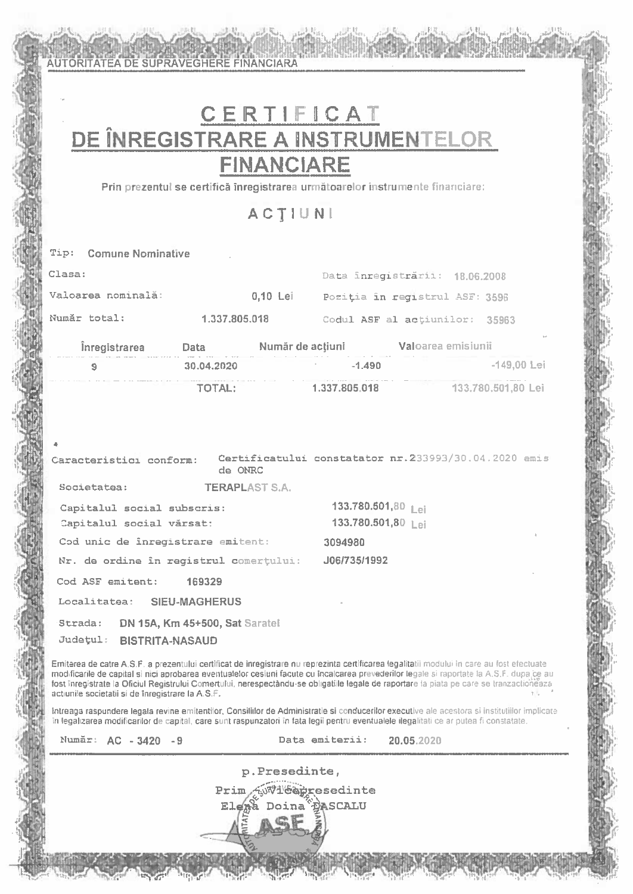AUTORITATEA DE SUPRAVEGHERE FINANCIARA

# CERTIFICAT
# DE ÎNREGISTRARE A INSTRUMENTELOR FINANCIARE

**Prin prezentul se certifică înregistrarea următoarelor instrumente financiare:**

## ACŢIUNI

Tip: **Comune Nominative**

Clasa:

Data înregistrării: **18.06.2008**

Valoarea nominală: **0,10 Lei**

Poziţia în registrul ASF: **3596**

Număr total: **1.337.805.018**

Codul ASF al acţiunilor: **35963**

| Înregistrarea | Data | Număr de acţiuni | Valoarea emisiunii |
|---|---|---|---|
| 9 | 30.04.2020 | -1.490 | -149,00 Lei |
| | TOTAL: | 1.337.805.018 | 133.780.501,80 Lei |

Caracteristici conform: Certificatului constatator nr.233993/30.04.2020 emis de ONRC

Societatea: **TERAPLAST S.A.**

Capitalul social subscris: **133.780.501,80 Lei**

Capitalul social vărsat: **133.780.501,80 Lei**

Cod unic de înregistrare emitent: **3094980**

Nr. de ordine în registrul comerţului: **J06/735/1992**

Cod ASF emitent: **169329**

Localitatea: **SIEU-MAGHERUS**

Strada: **DN 15A, Km 45+500, Sat Saratel**

Judeţul: **BISTRITA-NASAUD**

Emiterea de catre A.S.F. a prezentului certificat de inregistrare nu reprezinta certificarea legalitatii modului in care au fost efectuate modificarile de capital si nici aprobarea eventualelor cesiuni facute cu incalcarea prevederilor legale si raportate la A.S.F. dupa ce au fost inregistrate la Oficiul Registrului Comertului, nerespectandu-se obligatiile legale de raportare la piata pe care se tranzactioneaza actiunile societatii si de inregistrare la A.S.F.

Intreaga raspundere legala revine emitentilor, Consiliilor de Administratie si conducerilor executive ale acestora si institutiilor implicate in legalizarea modificarilor de capital, care sunt raspunzatori in fata legii pentru eventualele ilegalitati ce ar putea fi constatate.

Număr: **AC - 3420 - 9**

Data emiterii: **20.05.2020**

p.Presedinte,

Prim Vicepresedinte

Elena Doina DASCALU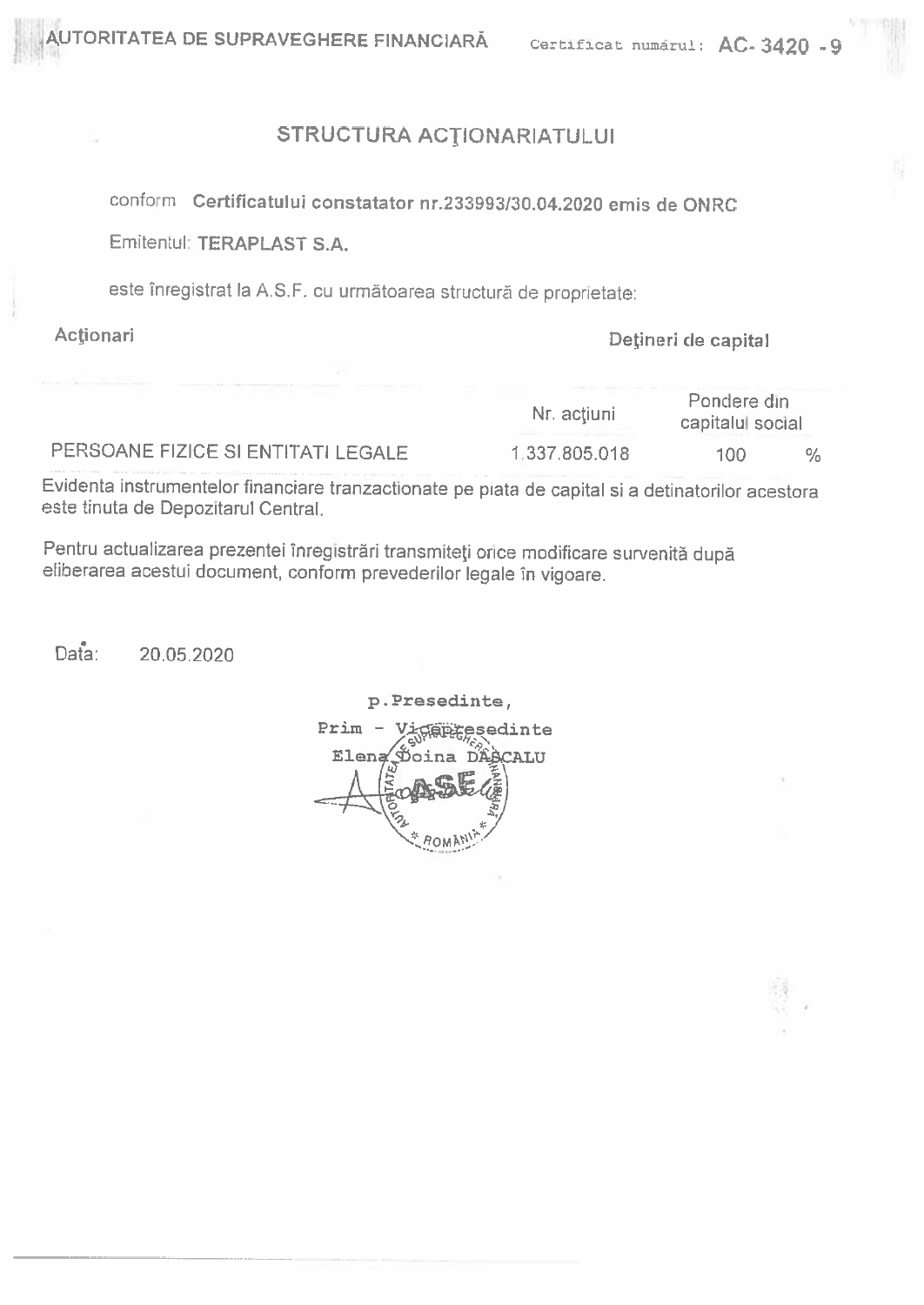AUTORITATEA DE SUPRAVEGHERE FINANCIARĂ Certificat numărul: AC- 3420 -9

## STRUCTURA ACȚIONARIATULUI

conform **Certificatului constatator nr.233993/30.04.2020 emis de ONRC**

Emitentul: **TERAPLAST S.A.**

este înregistrat la A.S.F. cu următoarea structură de proprietate:

| Acționari | Dețineri de capital | |
|---|---|---|
| | Nr. acțiuni | Pondere din capitalul social |
| PERSOANE FIZICE SI ENTITATI LEGALE | 1.337.805.018 | 100 % |

Evidenta instrumentelor financiare tranzactionate pe piata de capital si a detinatorilor acestora este tinuta de Depozitarul Central.

Pentru actualizarea prezentei înregistrări transmiteți orice modificare survenită după eliberarea acestui document, conform prevederilor legale în vigoare.

Data: 20.05.2020

p.Presedinte,
Prim - Vicepresedinte
Elena Doina DASCALU